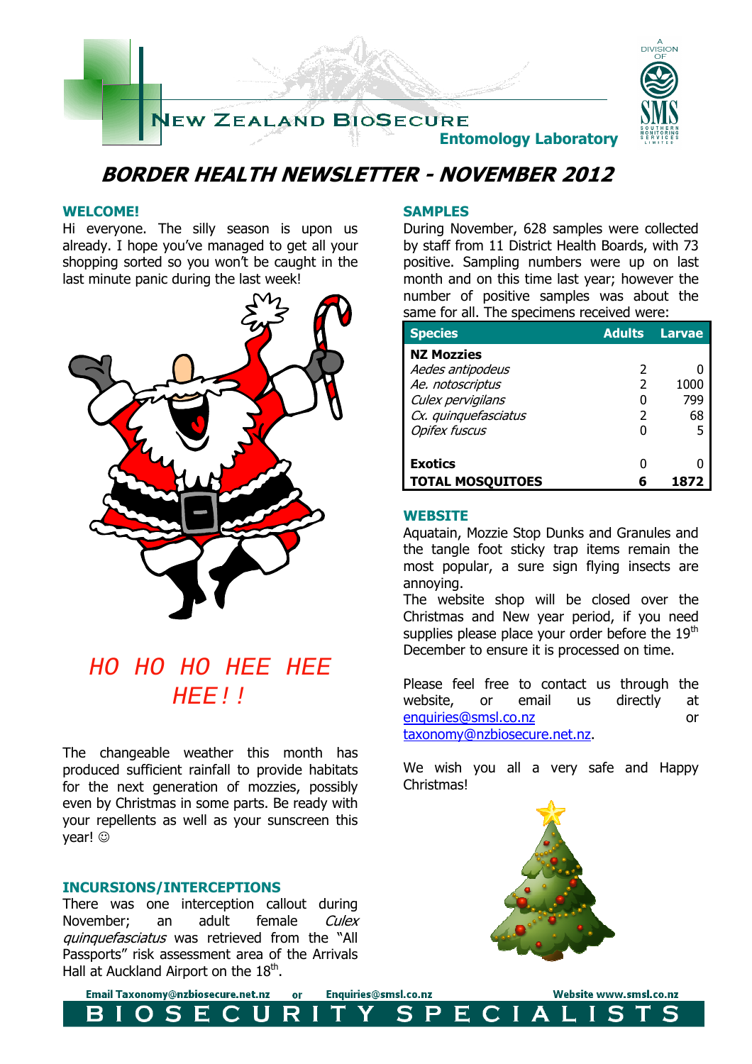# BORDER HEALTH NEWSLETTER - NOVEMBER 2012

## WELCOME!

Hi everyone. The silly season is upon us already. I hope you've managed to get all your shopping sorted so you won't be caught in the last minute panic during the last week!

HO HO HO HEE HEE HEE ! !

The changeable weather this month has produced sufficient rainfall to provide habitats for the next generation of mozzies, possibly even by Christmas in some parts. Be ready with your repellents as well as your sunscreen this year! ☺

## INCURSIONS/INTERCEPTIONS

There was one interception callout during November; an adult female *Culex quinquefasciatus* was retrieved from the "All Passports" risk assessment area of the Arrivals Hall at Auckland Airport on the 18th.

## SAMPLES

During November, 628 samples were collected by staff from 11 District Health Boards, with 73 positive. Sampling numbers were up on last month and on this time last year; however the number of positive samples was about the same for all. The specimens received were:

| Species | Adults | Larvae |
|---|---|---|
| **NZ Mozzies** | | |
| *Aedes antipodeus* | 2 | 0 |
| *Ae. notoscriptus* | 2 | 1000 |
| *Culex pervigilans* | 0 | 799 |
| *Cx. quinquefasciatus* | 2 | 68 |
| *Opifex fuscus* | 0 | 5 |
| **Exotics** | 0 | 0 |
| **TOTAL MOSQUITOES** | **6** | **1872** |

## WEBSITE

Aquatain, Mozzie Stop Dunks and Granules and the tangle foot sticky trap items remain the most popular, a sure sign flying insects are annoying.

The website shop will be closed over the Christmas and New year period, if you need supplies please place your order before the 19th December to ensure it is processed on time.

Please feel free to contact us through the website, or email us directly at enquiries@smsl.co.nz or taxonomy@nzbiosecure.net.nz.

We wish you all a very safe and Happy Christmas!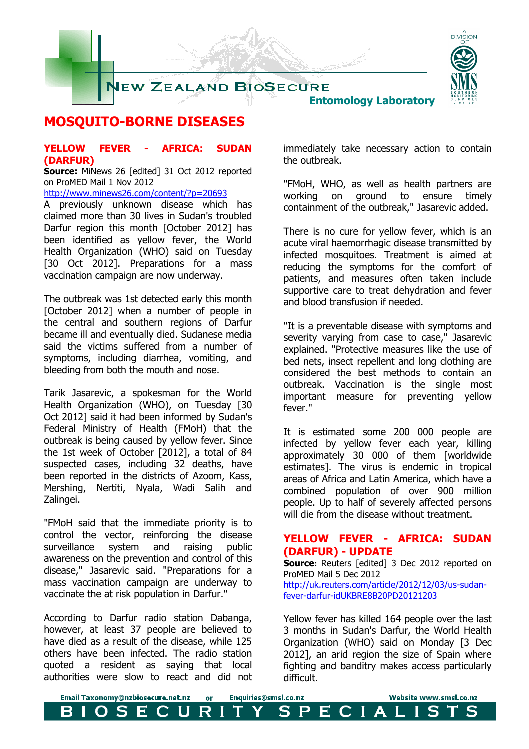# MOSQUITO-BORNE DISEASES

## YELLOW FEVER - AFRICA: SUDAN (DARFUR)

**Source:** MiNews 26 [edited] 31 Oct 2012 reported on ProMED Mail 1 Nov 2012

http://www.minews26.com/content/?p=20693

A previously unknown disease which has claimed more than 30 lives in Sudan's troubled Darfur region this month [October 2012] has been identified as yellow fever, the World Health Organization (WHO) said on Tuesday [30 Oct 2012]. Preparations for a mass vaccination campaign are now underway.

The outbreak was 1st detected early this month [October 2012] when a number of people in the central and southern regions of Darfur became ill and eventually died. Sudanese media said the victims suffered from a number of symptoms, including diarrhea, vomiting, and bleeding from both the mouth and nose.

Tarik Jasarevic, a spokesman for the World Health Organization (WHO), on Tuesday [30 Oct 2012] said it had been informed by Sudan's Federal Ministry of Health (FMoH) that the outbreak is being caused by yellow fever. Since the 1st week of October [2012], a total of 84 suspected cases, including 32 deaths, have been reported in the districts of Azoom, Kass, Mershing, Nertiti, Nyala, Wadi Salih and Zalingei.

"FMoH said that the immediate priority is to control the vector, reinforcing the disease surveillance system and raising public awareness on the prevention and control of this disease," Jasarevic said. "Preparations for a mass vaccination campaign are underway to vaccinate the at risk population in Darfur."

According to Darfur radio station Dabanga, however, at least 37 people are believed to have died as a result of the disease, while 125 others have been infected. The radio station quoted a resident as saying that local authorities were slow to react and did not immediately take necessary action to contain the outbreak.

"FMoH, WHO, as well as health partners are working on ground to ensure timely containment of the outbreak," Jasarevic added.

There is no cure for yellow fever, which is an acute viral haemorrhagic disease transmitted by infected mosquitoes. Treatment is aimed at reducing the symptoms for the comfort of patients, and measures often taken include supportive care to treat dehydration and fever and blood transfusion if needed.

"It is a preventable disease with symptoms and severity varying from case to case," Jasarevic explained. "Protective measures like the use of bed nets, insect repellent and long clothing are considered the best methods to contain an outbreak. Vaccination is the single most important measure for preventing yellow fever."

It is estimated some 200 000 people are infected by yellow fever each year, killing approximately 30 000 of them [worldwide estimates]. The virus is endemic in tropical areas of Africa and Latin America, which have a combined population of over 900 million people. Up to half of severely affected persons will die from the disease without treatment.

## YELLOW FEVER - AFRICA: SUDAN (DARFUR) - UPDATE

**Source:** Reuters [edited] 3 Dec 2012 reported on ProMED Mail 5 Dec 2012

http://uk.reuters.com/article/2012/12/03/us-sudan-fever-darfur-idUKBRE8B20PD20121203

Yellow fever has killed 164 people over the last 3 months in Sudan's Darfur, the World Health Organization (WHO) said on Monday [3 Dec 2012], an arid region the size of Spain where fighting and banditry makes access particularly difficult.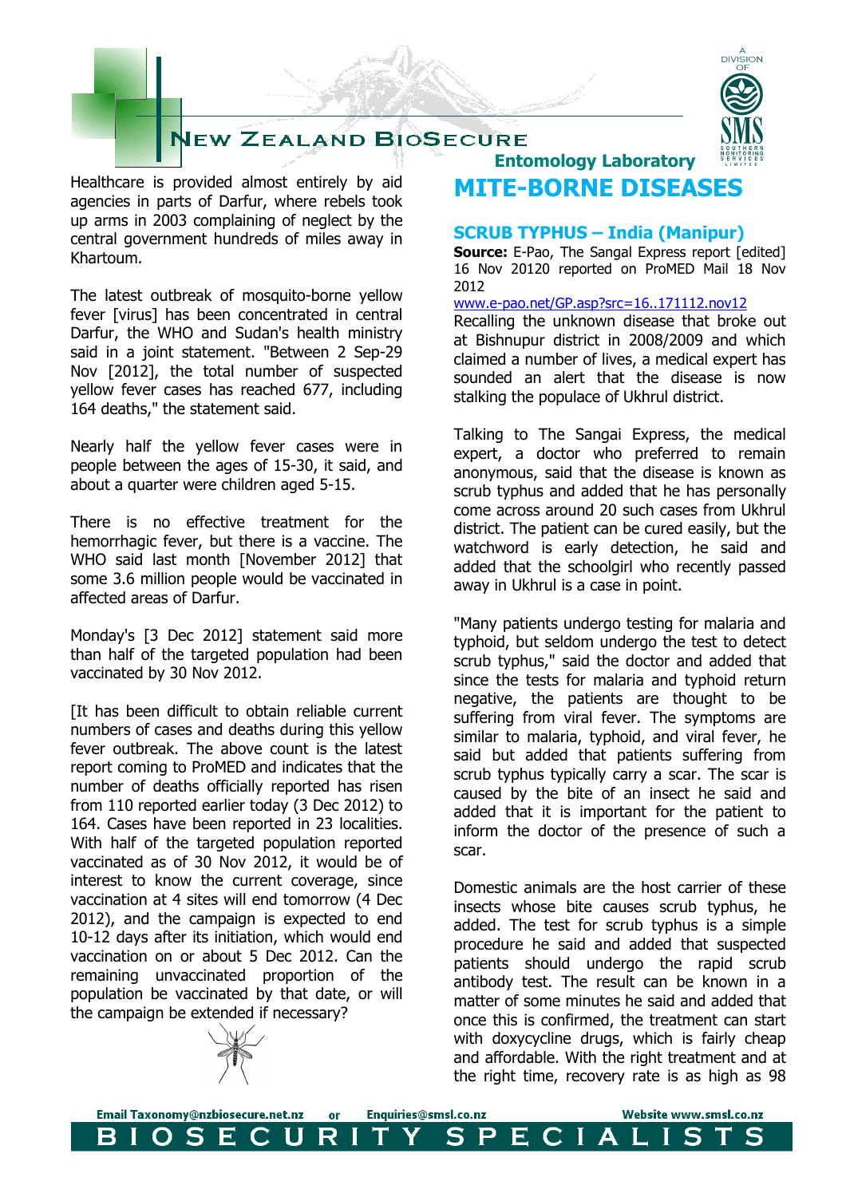Healthcare is provided almost entirely by aid agencies in parts of Darfur, where rebels took up arms in 2003 complaining of neglect by the central government hundreds of miles away in Khartoum.

The latest outbreak of mosquito-borne yellow fever [virus] has been concentrated in central Darfur, the WHO and Sudan's health ministry said in a joint statement. "Between 2 Sep-29 Nov [2012], the total number of suspected yellow fever cases has reached 677, including 164 deaths," the statement said.

Nearly half the yellow fever cases were in people between the ages of 15-30, it said, and about a quarter were children aged 5-15.

There is no effective treatment for the hemorrhagic fever, but there is a vaccine. The WHO said last month [November 2012] that some 3.6 million people would be vaccinated in affected areas of Darfur.

Monday's [3 Dec 2012] statement said more than half of the targeted population had been vaccinated by 30 Nov 2012.

[It has been difficult to obtain reliable current numbers of cases and deaths during this yellow fever outbreak. The above count is the latest report coming to ProMED and indicates that the number of deaths officially reported has risen from 110 reported earlier today (3 Dec 2012) to 164. Cases have been reported in 23 localities. With half of the targeted population reported vaccinated as of 30 Nov 2012, it would be of interest to know the current coverage, since vaccination at 4 sites will end tomorrow (4 Dec 2012), and the campaign is expected to end 10-12 days after its initiation, which would end vaccination on or about 5 Dec 2012. Can the remaining unvaccinated proportion of the population be vaccinated by that date, or will the campaign be extended if necessary?

# MITE-BORNE DISEASES

## SCRUB TYPHUS – India (Manipur)

**Source:** E-Pao, The Sangal Express report [edited] 16 Nov 20120 reported on ProMED Mail 18 Nov 2012

www.e-pao.net/GP.asp?src=16..171112.nov12

Recalling the unknown disease that broke out at Bishnupur district in 2008/2009 and which claimed a number of lives, a medical expert has sounded an alert that the disease is now stalking the populace of Ukhrul district.

Talking to The Sangai Express, the medical expert, a doctor who preferred to remain anonymous, said that the disease is known as scrub typhus and added that he has personally come across around 20 such cases from Ukhrul district. The patient can be cured easily, but the watchword is early detection, he said and added that the schoolgirl who recently passed away in Ukhrul is a case in point.

"Many patients undergo testing for malaria and typhoid, but seldom undergo the test to detect scrub typhus," said the doctor and added that since the tests for malaria and typhoid return negative, the patients are thought to be suffering from viral fever. The symptoms are similar to malaria, typhoid, and viral fever, he said but added that patients suffering from scrub typhus typically carry a scar. The scar is caused by the bite of an insect he said and added that it is important for the patient to inform the doctor of the presence of such a scar.

Domestic animals are the host carrier of these insects whose bite causes scrub typhus, he added. The test for scrub typhus is a simple procedure he said and added that suspected patients should undergo the rapid scrub antibody test. The result can be known in a matter of some minutes he said and added that once this is confirmed, the treatment can start with doxycycline drugs, which is fairly cheap and affordable. With the right treatment and at the right time, recovery rate is as high as 98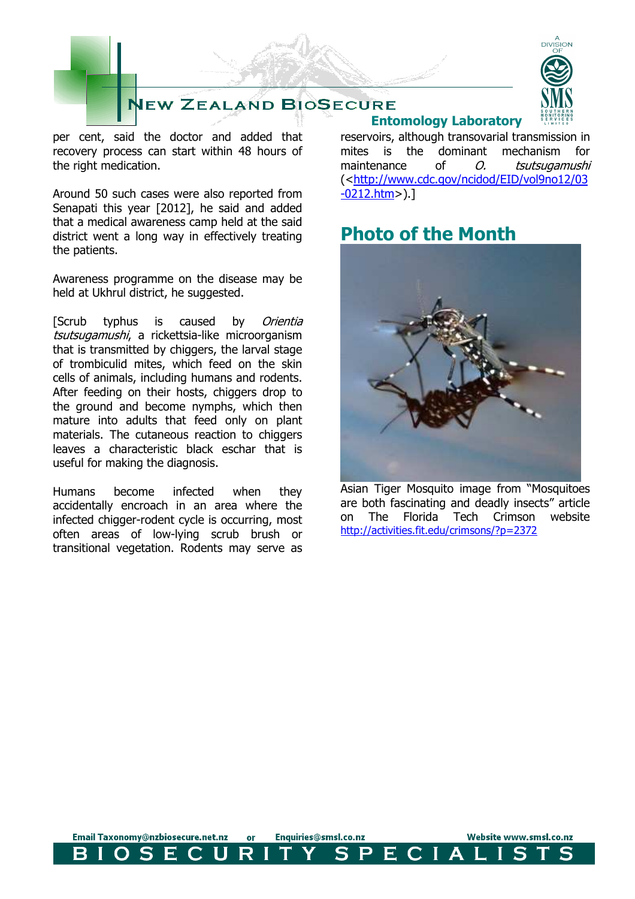per cent, said the doctor and added that recovery process can start within 48 hours of the right medication.

Around 50 such cases were also reported from Senapati this year [2012], he said and added that a medical awareness camp held at the said district went a long way in effectively treating the patients.

Awareness programme on the disease may be held at Ukhrul district, he suggested.

[Scrub typhus is caused by *Orientia tsutsugamushi*, a rickettsia-like microorganism that is transmitted by chiggers, the larval stage of trombiculid mites, which feed on the skin cells of animals, including humans and rodents. After feeding on their hosts, chiggers drop to the ground and become nymphs, which then mature into adults that feed only on plant materials. The cutaneous reaction to chiggers leaves a characteristic black eschar that is useful for making the diagnosis.

Humans become infected when they accidentally encroach in an area where the infected chigger-rodent cycle is occurring, most often areas of low-lying scrub brush or transitional vegetation. Rodents may serve as reservoirs, although transovarial transmission in mites is the dominant mechanism for maintenance of *O. tsutsugamushi* (<http://www.cdc.gov/ncidod/EID/vol9no12/03-0212.htm>).]

## Photo of the Month

Asian Tiger Mosquito image from "Mosquitoes are both fascinating and deadly insects" article on The Florida Tech Crimson website http://activities.fit.edu/crimsons/?p=2372